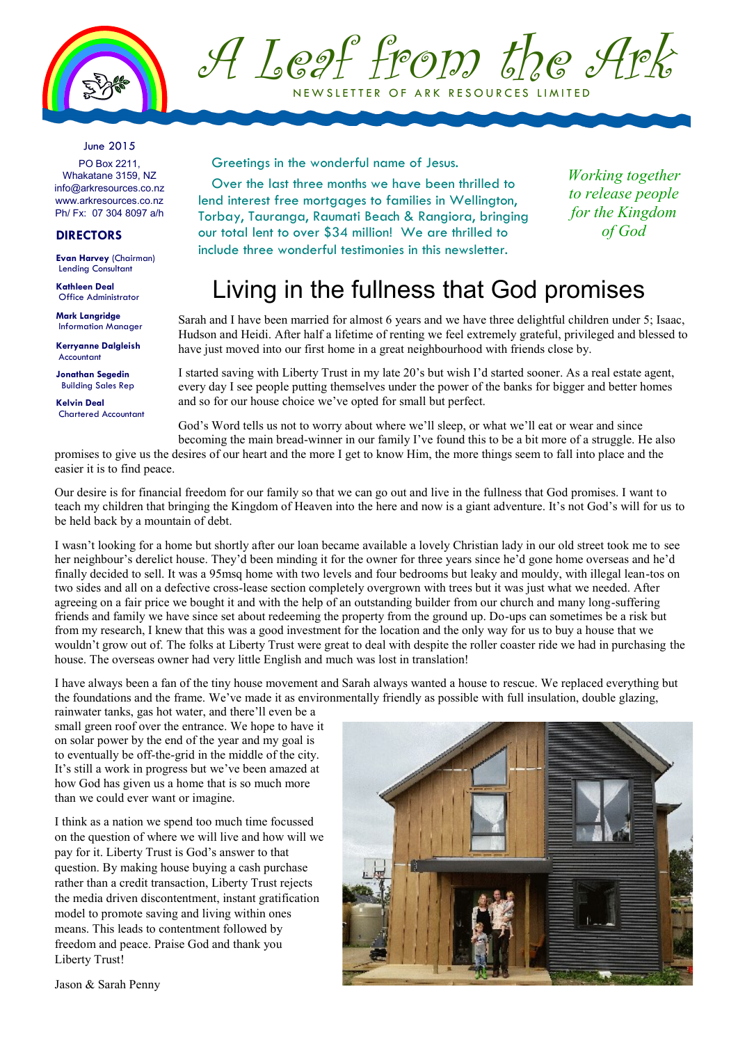# A Leaf from the Ark

NEWSLETTER OF ARK RESOURCES LIMITED

June 2015

PO Box 2211,
Whakatane 3159, NZ
info@arkresources.co.nz
www.arkresources.co.nz
Ph/ Fx: 07 304 8097 a/h

**DIRECTORS**

**Evan Harvey** (Chairman)
Lending Consultant

**Kathleen Deal**
Office Administrator

**Mark Langridge**
Information Manager

**Kerryanne Dalgleish**
Accountant

**Jonathan Segedin**
Building Sales Rep

**Kelvin Deal**
Chartered Accountant

Greetings in the wonderful name of Jesus.

Over the last three months we have been thrilled to lend interest free mortgages to families in Wellington, Torbay, Tauranga, Raumati Beach & Rangiora, bringing our total lent to over $34 million! We are thrilled to include three wonderful testimonies in this newsletter.

*Working together to release people for the Kingdom of God*

## Living in the fullness that God promises

Sarah and I have been married for almost 6 years and we have three delightful children under 5; Isaac, Hudson and Heidi. After half a lifetime of renting we feel extremely grateful, privileged and blessed to have just moved into our first home in a great neighbourhood with friends close by.

I started saving with Liberty Trust in my late 20's but wish I'd started sooner. As a real estate agent, every day I see people putting themselves under the power of the banks for bigger and better homes and so for our house choice we've opted for small but perfect.

God's Word tells us not to worry about where we'll sleep, or what we'll eat or wear and since becoming the main bread-winner in our family I've found this to be a bit more of a struggle. He also promises to give us the desires of our heart and the more I get to know Him, the more things seem to fall into place and the easier it is to find peace.

Our desire is for financial freedom for our family so that we can go out and live in the fullness that God promises. I want to teach my children that bringing the Kingdom of Heaven into the here and now is a giant adventure. It's not God's will for us to be held back by a mountain of debt.

I wasn't looking for a home but shortly after our loan became available a lovely Christian lady in our old street took me to see her neighbour's derelict house. They'd been minding it for the owner for three years since he'd gone home overseas and he'd finally decided to sell. It was a 95msq home with two levels and four bedrooms but leaky and mouldy, with illegal lean-tos on two sides and all on a defective cross-lease section completely overgrown with trees but it was just what we needed. After agreeing on a fair price we bought it and with the help of an outstanding builder from our church and many long-suffering friends and family we have since set about redeeming the property from the ground up. Do-ups can sometimes be a risk but from my research, I knew that this was a good investment for the location and the only way for us to buy a house that we wouldn't grow out of. The folks at Liberty Trust were great to deal with despite the roller coaster ride we had in purchasing the house. The overseas owner had very little English and much was lost in translation!

I have always been a fan of the tiny house movement and Sarah always wanted a house to rescue. We replaced everything but the foundations and the frame. We've made it as environmentally friendly as possible with full insulation, double glazing, rainwater tanks, gas hot water, and there'll even be a small green roof over the entrance. We hope to have it on solar power by the end of the year and my goal is to eventually be off-the-grid in the middle of the city. It's still a work in progress but we've been amazed at how God has given us a home that is so much more than we could ever want or imagine.

I think as a nation we spend too much time focussed on the question of where we will live and how will we pay for it. Liberty Trust is God's answer to that question. By making house buying a cash purchase rather than a credit transaction, Liberty Trust rejects the media driven discontentment, instant gratification model to promote saving and living within ones means. This leads to contentment followed by freedom and peace. Praise God and thank you Liberty Trust!

Jason & Sarah Penny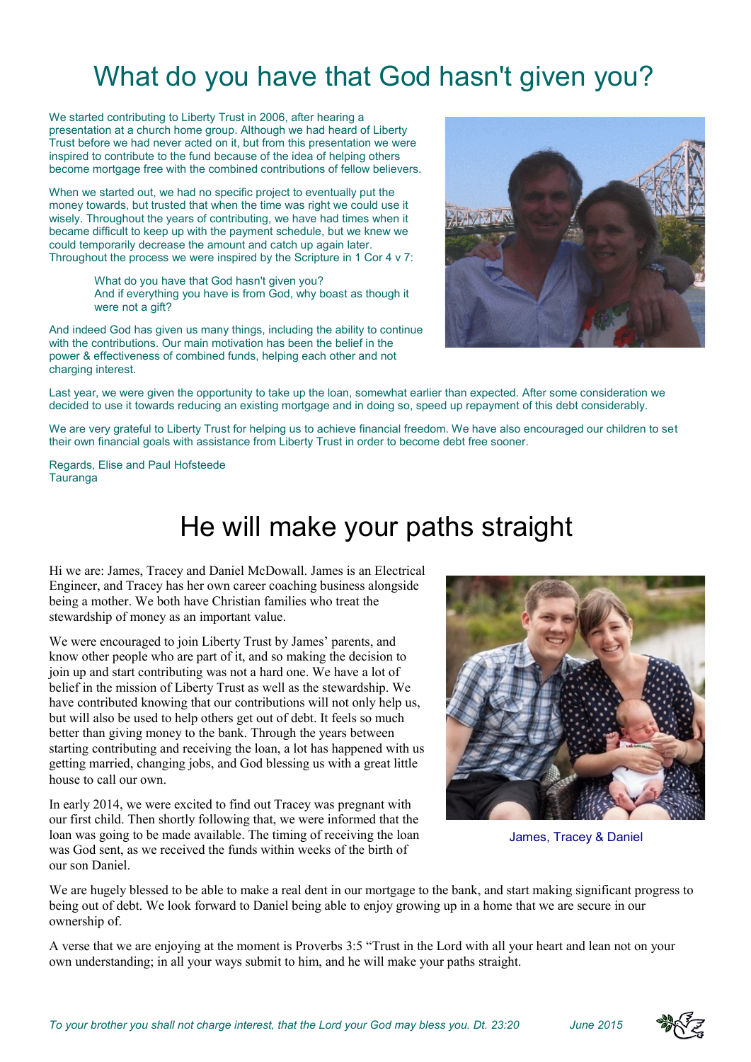# What do you have that God hasn't given you?

We started contributing to Liberty Trust in 2006, after hearing a presentation at a church home group. Although we had heard of Liberty Trust before we had never acted on it, but from this presentation we were inspired to contribute to the fund because of the idea of helping others become mortgage free with the combined contributions of fellow believers.

When we started out, we had no specific project to eventually put the money towards, but trusted that when the time was right we could use it wisely. Throughout the years of contributing, we have had times when it became difficult to keep up with the payment schedule, but we knew we could temporarily decrease the amount and catch up again later. Throughout the process we were inspired by the Scripture in 1 Cor 4 v 7:

> What do you have that God hasn't given you?
> And if everything you have is from God, why boast as though it were not a gift?

And indeed God has given us many things, including the ability to continue with the contributions. Our main motivation has been the belief in the power & effectiveness of combined funds, helping each other and not charging interest.

Last year, we were given the opportunity to take up the loan, somewhat earlier than expected. After some consideration we decided to use it towards reducing an existing mortgage and in doing so, speed up repayment of this debt considerably.

We are very grateful to Liberty Trust for helping us to achieve financial freedom. We have also encouraged our children to set their own financial goals with assistance from Liberty Trust in order to become debt free sooner.

Regards, Elise and Paul Hofsteede
Tauranga

# He will make your paths straight

Hi we are: James, Tracey and Daniel McDowall. James is an Electrical Engineer, and Tracey has her own career coaching business alongside being a mother. We both have Christian families who treat the stewardship of money as an important value.

We were encouraged to join Liberty Trust by James' parents, and know other people who are part of it, and so making the decision to join up and start contributing was not a hard one. We have a lot of belief in the mission of Liberty Trust as well as the stewardship. We have contributed knowing that our contributions will not only help us, but will also be used to help others get out of debt. It feels so much better than giving money to the bank. Through the years between starting contributing and receiving the loan, a lot has happened with us getting married, changing jobs, and God blessing us with a great little house to call our own.

In early 2014, we were excited to find out Tracey was pregnant with our first child. Then shortly following that, we were informed that the loan was going to be made available. The timing of receiving the loan was God sent, as we received the funds within weeks of the birth of our son Daniel.

James, Tracey & Daniel

We are hugely blessed to be able to make a real dent in our mortgage to the bank, and start making significant progress to being out of debt. We look forward to Daniel being able to enjoy growing up in a home that we are secure in our ownership of.

A verse that we are enjoying at the moment is Proverbs 3:5 "Trust in the Lord with all your heart and lean not on your own understanding; in all your ways submit to him, and he will make your paths straight.